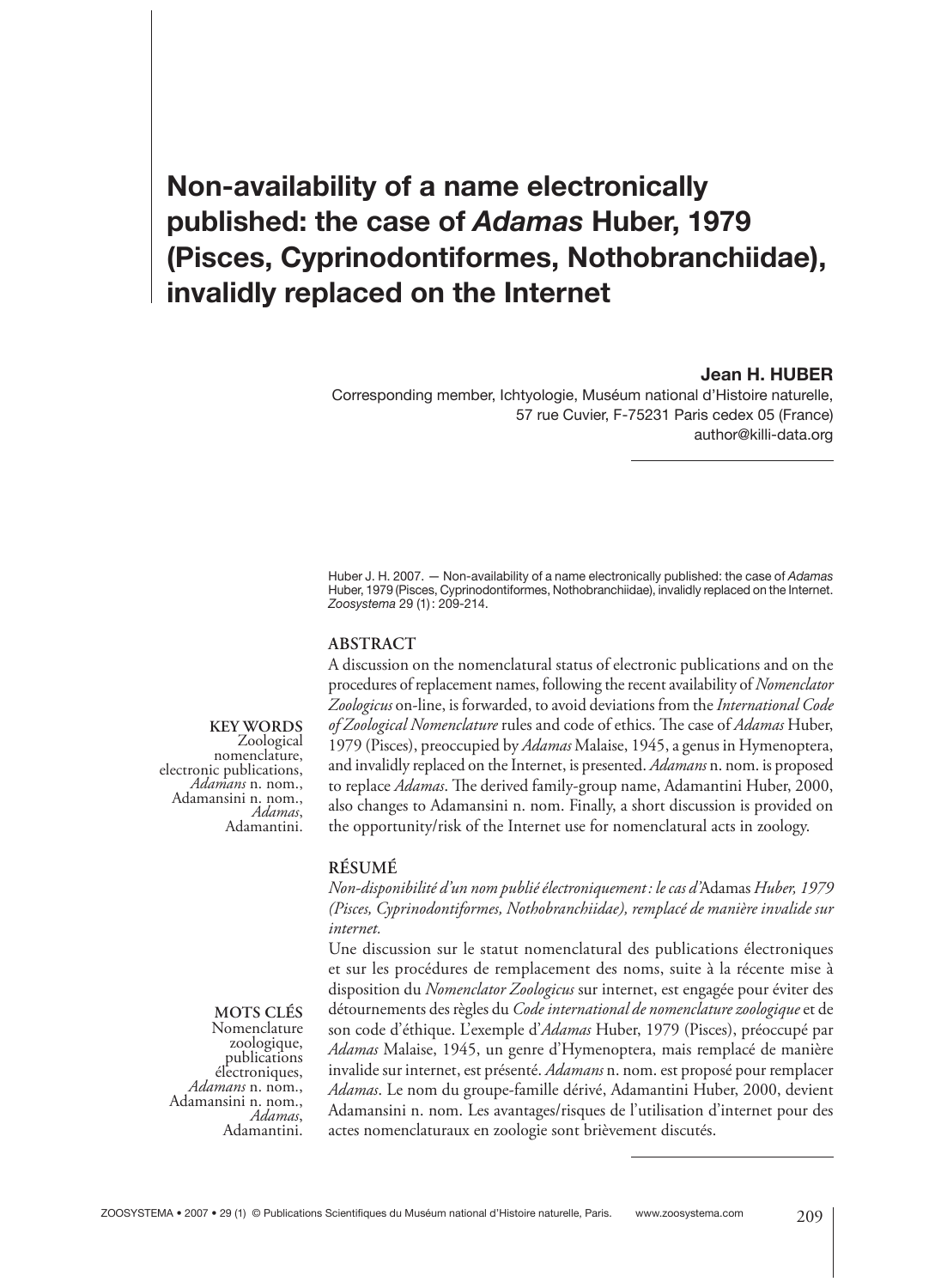# Non-availability of a name electronically published: the case of *Adamas* Huber, 1979 (Pisces, Cyprinodontiformes, Nothobranchiidae), invalidly replaced on the Internet

**Jean H. HUBER**

Corresponding member, Ichtyologie, Muséum national d'Histoire naturelle,
57 rue Cuvier, F-75231 Paris cedex 05 (France)
author@killi-data.org

Huber J. H. 2007. — Non-availability of a name electronically published: the case of *Adamas* Huber, 1979 (Pisces, Cyprinodontiformes, Nothobranchiidae), invalidly replaced on the Internet. *Zoosystema* 29 (1): 209-214.

## ABSTRACT

A discussion on the nomenclatural status of electronic publications and on the procedures of replacement names, following the recent availability of *Nomenclator Zoologicus* on-line, is forwarded, to avoid deviations from the *International Code of Zoological Nomenclature* rules and code of ethics. The case of *Adamas* Huber, 1979 (Pisces), preoccupied by *Adamas* Malaise, 1945, a genus in Hymenoptera, and invalidly replaced on the Internet, is presented. *Adamans* n. nom. is proposed to replace *Adamas*. The derived family-group name, Adamantini Huber, 2000, also changes to Adamansini n. nom. Finally, a short discussion is provided on the opportunity/risk of the Internet use for nomenclatural acts in zoology.

**KEY WORDS**
Zoological nomenclature, electronic publications, *Adamans* n. nom., Adamansini n. nom., *Adamas*, Adamantini.

## RÉSUMÉ

*Non-disponibilité d'un nom publié électroniquement : le cas d'*Adamas *Huber, 1979 (Pisces, Cyprinodontiformes, Nothobranchiidae), remplacé de manière invalide sur internet.*

Une discussion sur le statut nomenclatural des publications électroniques et sur les procédures de remplacement des noms, suite à la récente mise à disposition du *Nomenclator Zoologicus* sur internet, est engagée pour éviter des détournements des règles du *Code international de nomenclature zoologique* et de son code d'éthique. L'exemple d'*Adamas* Huber, 1979 (Pisces), préoccupé par *Adamas* Malaise, 1945, un genre d'Hymenoptera, mais remplacé de manière invalide sur internet, est présenté. *Adamans* n. nom. est proposé pour remplacer *Adamas*. Le nom du groupe-famille dérivé, Adamantini Huber, 2000, devient Adamansini n. nom. Les avantages/risques de l'utilisation d'internet pour des actes nomenclaturaux en zoologie sont brièvement discutés.

**MOTS CLÉS**
Nomenclature zoologique, publications électroniques, *Adamans* n. nom., Adamansini n. nom., *Adamas*, Adamantini.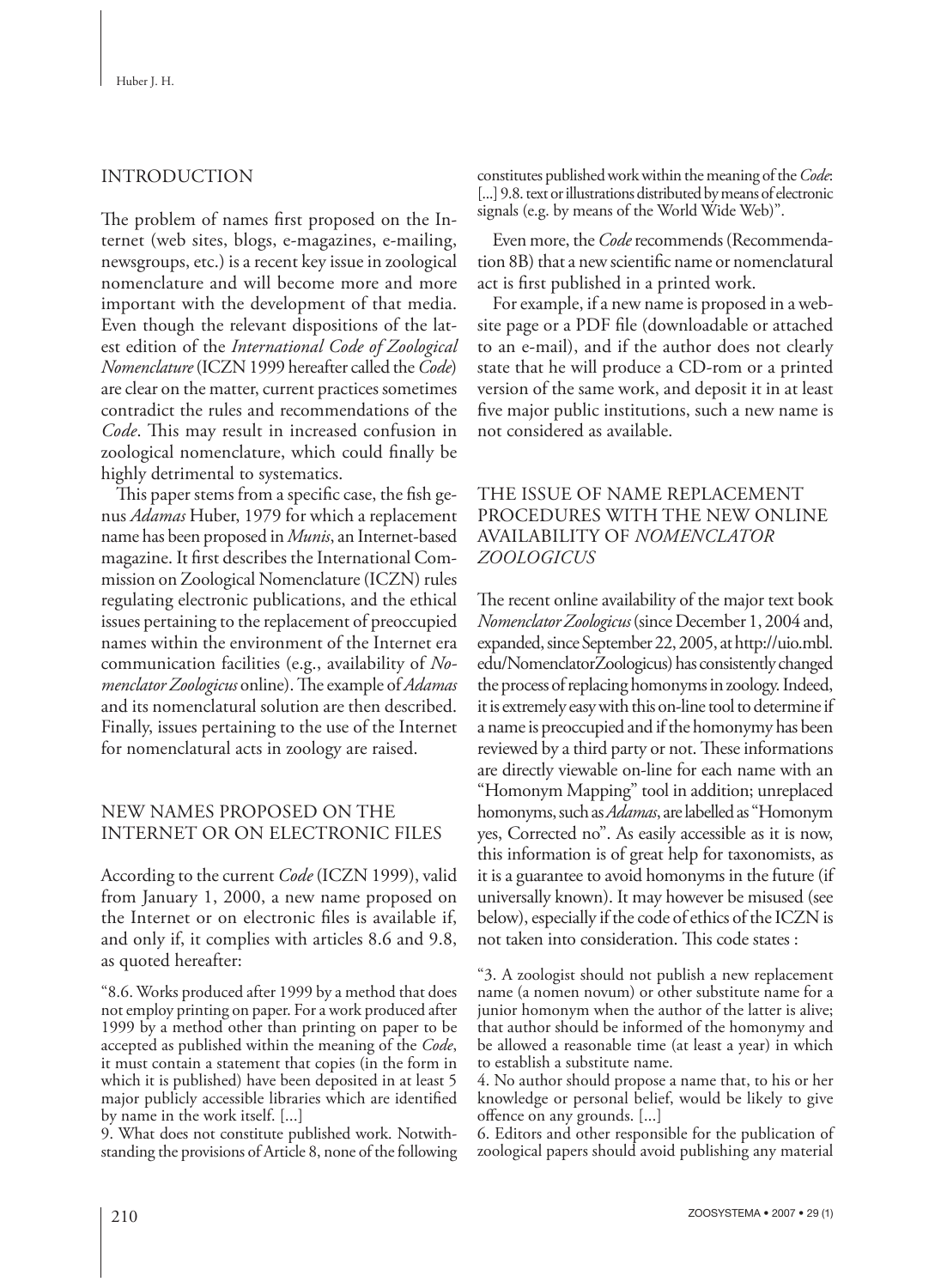## INTRODUCTION

The problem of names first proposed on the Internet (web sites, blogs, e-magazines, e-mailing, newsgroups, etc.) is a recent key issue in zoological nomenclature and will become more and more important with the development of that media. Even though the relevant dispositions of the latest edition of the *International Code of Zoological Nomenclature* (ICZN 1999 hereafter called the *Code*) are clear on the matter, current practices sometimes contradict the rules and recommendations of the *Code*. This may result in increased confusion in zoological nomenclature, which could finally be highly detrimental to systematics.

This paper stems from a specific case, the fish genus *Adamas* Huber, 1979 for which a replacement name has been proposed in *Munis*, an Internet-based magazine. It first describes the International Commission on Zoological Nomenclature (ICZN) rules regulating electronic publications, and the ethical issues pertaining to the replacement of preoccupied names within the environment of the Internet era communication facilities (e.g., availability of *Nomenclator Zoologicus* online). The example of *Adamas* and its nomenclatural solution are then described. Finally, issues pertaining to the use of the Internet for nomenclatural acts in zoology are raised.

## NEW NAMES PROPOSED ON THE INTERNET OR ON ELECTRONIC FILES

According to the current *Code* (ICZN 1999), valid from January 1, 2000, a new name proposed on the Internet or on electronic files is available if, and only if, it complies with articles 8.6 and 9.8, as quoted hereafter:

"8.6. Works produced after 1999 by a method that does not employ printing on paper. For a work produced after 1999 by a method other than printing on paper to be accepted as published within the meaning of the *Code*, it must contain a statement that copies (in the form in which it is published) have been deposited in at least 5 major publicly accessible libraries which are identified by name in the work itself. [...]

9. What does not constitute published work. Notwithstanding the provisions of Article 8, none of the following constitutes published work within the meaning of the *Code*: [...] 9.8. text or illustrations distributed by means of electronic signals (e.g. by means of the World Wide Web)".

Even more, the *Code* recommends (Recommendation 8B) that a new scientific name or nomenclatural act is first published in a printed work.

For example, if a new name is proposed in a website page or a PDF file (downloadable or attached to an e-mail), and if the author does not clearly state that he will produce a CD-rom or a printed version of the same work, and deposit it in at least five major public institutions, such a new name is not considered as available.

## THE ISSUE OF NAME REPLACEMENT PROCEDURES WITH THE NEW ONLINE AVAILABILITY OF *NOMENCLATOR ZOOLOGICUS*

The recent online availability of the major text book *Nomenclator Zoologicus* (since December 1, 2004 and, expanded, since September 22, 2005, at http://uio.mbl.edu/NomenclatorZoologicus) has consistently changed the process of replacing homonyms in zoology. Indeed, it is extremely easy with this on-line tool to determine if a name is preoccupied and if the homonymy has been reviewed by a third party or not. These informations are directly viewable on-line for each name with an "Homonym Mapping" tool in addition; unreplaced homonyms, such as *Adamas*, are labelled as "Homonym yes, Corrected no". As easily accessible as it is now, this information is of great help for taxonomists, as it is a guarantee to avoid homonyms in the future (if universally known). It may however be misused (see below), especially if the code of ethics of the ICZN is not taken into consideration. This code states :

"3. A zoologist should not publish a new replacement name (a nomen novum) or other substitute name for a junior homonym when the author of the latter is alive; that author should be informed of the homonymy and be allowed a reasonable time (at least a year) in which to establish a substitute name.

4. No author should propose a name that, to his or her knowledge or personal belief, would be likely to give offence on any grounds. [...]

6. Editors and other responsible for the publication of zoological papers should avoid publishing any material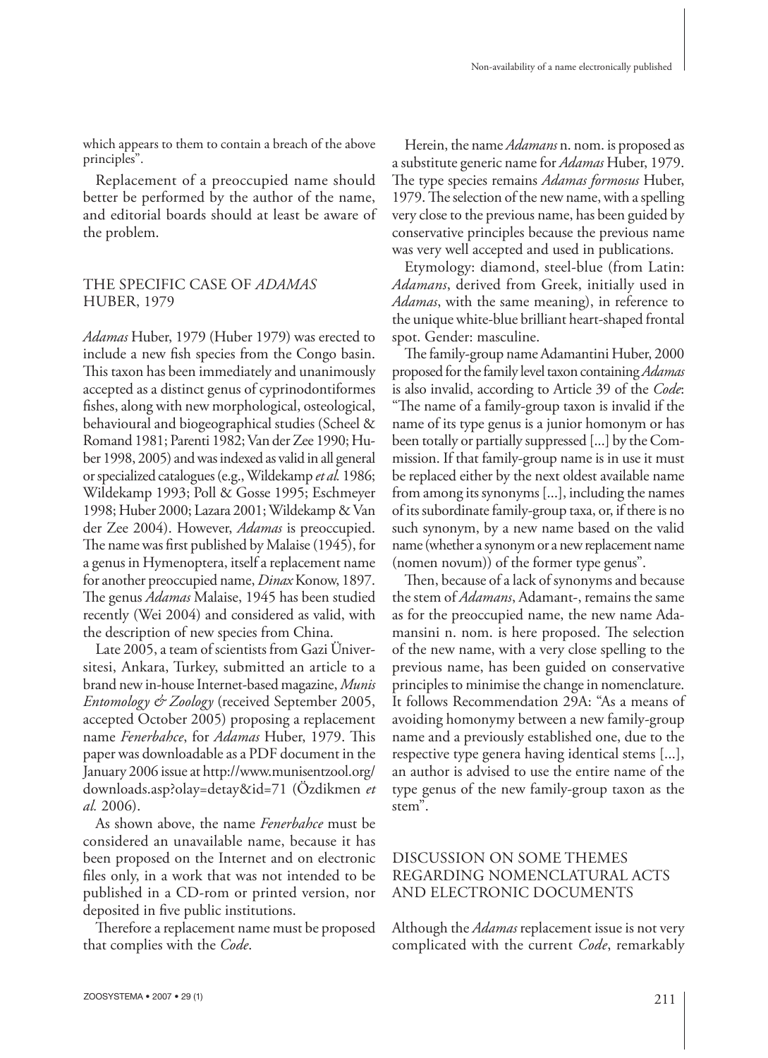which appears to them to contain a breach of the above principles".

Replacement of a preoccupied name should better be performed by the author of the name, and editorial boards should at least be aware of the problem.

## THE SPECIFIC CASE OF *ADAMAS* HUBER, 1979

*Adamas* Huber, 1979 (Huber 1979) was erected to include a new fish species from the Congo basin. This taxon has been immediately and unanimously accepted as a distinct genus of cyprinodontiformes fishes, along with new morphological, osteological, behavioural and biogeographical studies (Scheel & Romand 1981; Parenti 1982; Van der Zee 1990; Huber 1998, 2005) and was indexed as valid in all general or specialized catalogues (e.g., Wildekamp *et al.* 1986; Wildekamp 1993; Poll & Gosse 1995; Eschmeyer 1998; Huber 2000; Lazara 2001; Wildekamp & Van der Zee 2004). However, *Adamas* is preoccupied. The name was first published by Malaise (1945), for a genus in Hymenoptera, itself a replacement name for another preoccupied name, *Dinax* Konow, 1897. The genus *Adamas* Malaise, 1945 has been studied recently (Wei 2004) and considered as valid, with the description of new species from China.

Late 2005, a team of scientists from Gazi Üniversitesi, Ankara, Turkey, submitted an article to a brand new in-house Internet-based magazine, *Munis Entomology & Zoology* (received September 2005, accepted October 2005) proposing a replacement name *Fenerbahce*, for *Adamas* Huber, 1979. This paper was downloadable as a PDF document in the January 2006 issue at http://www.munisentzool.org/downloads.asp?olay=detay&id=71 (Özdikmen *et al.* 2006).

As shown above, the name *Fenerbahce* must be considered an unavailable name, because it has been proposed on the Internet and on electronic files only, in a work that was not intended to be published in a CD-rom or printed version, nor deposited in five public institutions.

Therefore a replacement name must be proposed that complies with the *Code*.

Herein, the name *Adamans* n. nom. is proposed as a substitute generic name for *Adamas* Huber, 1979. The type species remains *Adamas formosus* Huber, 1979. The selection of the new name, with a spelling very close to the previous name, has been guided by conservative principles because the previous name was very well accepted and used in publications.

Etymology: diamond, steel-blue (from Latin: *Adamans*, derived from Greek, initially used in *Adamans*, with the same meaning), in reference to the unique white-blue brilliant heart-shaped frontal spot. Gender: masculine.

The family-group name Adamantini Huber, 2000 proposed for the family level taxon containing *Adamas* is also invalid, according to Article 39 of the *Code*: "The name of a family-group taxon is invalid if the name of its type genus is a junior homonym or has been totally or partially suppressed [...] by the Commission. If that family-group name is in use it must be replaced either by the next oldest available name from among its synonyms [...], including the names of its subordinate family-group taxa, or, if there is no such synonym, by a new name based on the valid name (whether a synonym or a new replacement name (nomen novum)) of the former type genus".

Then, because of a lack of synonyms and because the stem of *Adamans*, Adamant-, remains the same as for the preoccupied name, the new name Adamansini n. nom. is here proposed. The selection of the new name, with a very close spelling to the previous name, has been guided on conservative principles to minimise the change in nomenclature. It follows Recommendation 29A: "As a means of avoiding homonymy between a new family-group name and a previously established one, due to the respective type genera having identical stems [...], an author is advised to use the entire name of the type genus of the new family-group taxon as the stem".

## DISCUSSION ON SOME THEMES REGARDING NOMENCLATURAL ACTS AND ELECTRONIC DOCUMENTS

Although the *Adamas* replacement issue is not very complicated with the current *Code*, remarkably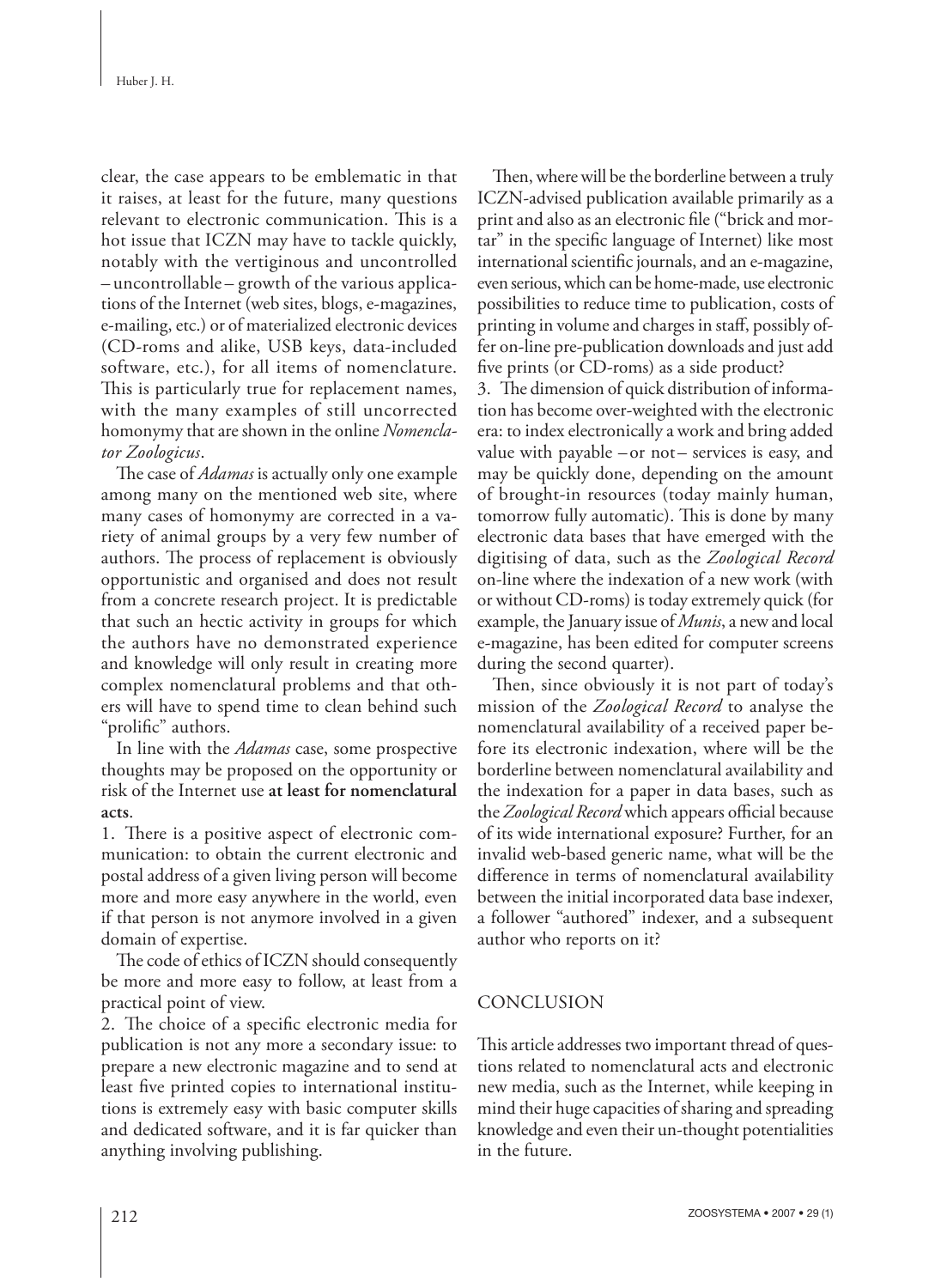clear, the case appears to be emblematic in that it raises, at least for the future, many questions relevant to electronic communication. This is a hot issue that ICZN may have to tackle quickly, notably with the vertiginous and uncontrolled – uncontrollable – growth of the various applications of the Internet (web sites, blogs, e-magazines, e-mailing, etc.) or of materialized electronic devices (CD-roms and alike, USB keys, data-included software, etc.), for all items of nomenclature. This is particularly true for replacement names, with the many examples of still uncorrected homonymy that are shown in the online *Nomenclator Zoologicus*.

The case of *Adamas* is actually only one example among many on the mentioned web site, where many cases of homonymy are corrected in a variety of animal groups by a very few number of authors. The process of replacement is obviously opportunistic and organised and does not result from a concrete research project. It is predictable that such an hectic activity in groups for which the authors have no demonstrated experience and knowledge will only result in creating more complex nomenclatural problems and that others will have to spend time to clean behind such "prolific" authors.

In line with the *Adamas* case, some prospective thoughts may be proposed on the opportunity or risk of the Internet use **at least for nomenclatural acts**.

1. There is a positive aspect of electronic communication: to obtain the current electronic and postal address of a given living person will become more and more easy anywhere in the world, even if that person is not anymore involved in a given domain of expertise.

The code of ethics of ICZN should consequently be more and more easy to follow, at least from a practical point of view.

2. The choice of a specific electronic media for publication is not any more a secondary issue: to prepare a new electronic magazine and to send at least five printed copies to international institutions is extremely easy with basic computer skills and dedicated software, and it is far quicker than anything involving publishing.

Then, where will be the borderline between a truly ICZN-advised publication available primarily as a print and also as an electronic file ("brick and mortar" in the specific language of Internet) like most international scientific journals, and an e-magazine, even serious, which can be home-made, use electronic possibilities to reduce time to publication, costs of printing in volume and charges in staff, possibly offer on-line pre-publication downloads and just add five prints (or CD-roms) as a side product?

3. The dimension of quick distribution of information has become over-weighted with the electronic era: to index electronically a work and bring added value with payable – or not – services is easy, and may be quickly done, depending on the amount of brought-in resources (today mainly human, tomorrow fully automatic). This is done by many electronic data bases that have emerged with the digitising of data, such as the *Zoological Record* on-line where the indexation of a new work (with or without CD-roms) is today extremely quick (for example, the January issue of *Munis*, a new and local e-magazine, has been edited for computer screens during the second quarter).

Then, since obviously it is not part of today's mission of the *Zoological Record* to analyse the nomenclatural availability of a received paper before its electronic indexation, where will be the borderline between nomenclatural availability and the indexation for a paper in data bases, such as the *Zoological Record* which appears official because of its wide international exposure? Further, for an invalid web-based generic name, what will be the difference in terms of nomenclatural availability between the initial incorporated data base indexer, a follower "authored" indexer, and a subsequent author who reports on it?

## CONCLUSION

This article addresses two important thread of questions related to nomenclatural acts and electronic new media, such as the Internet, while keeping in mind their huge capacities of sharing and spreading knowledge and even their un-thought potentialities in the future.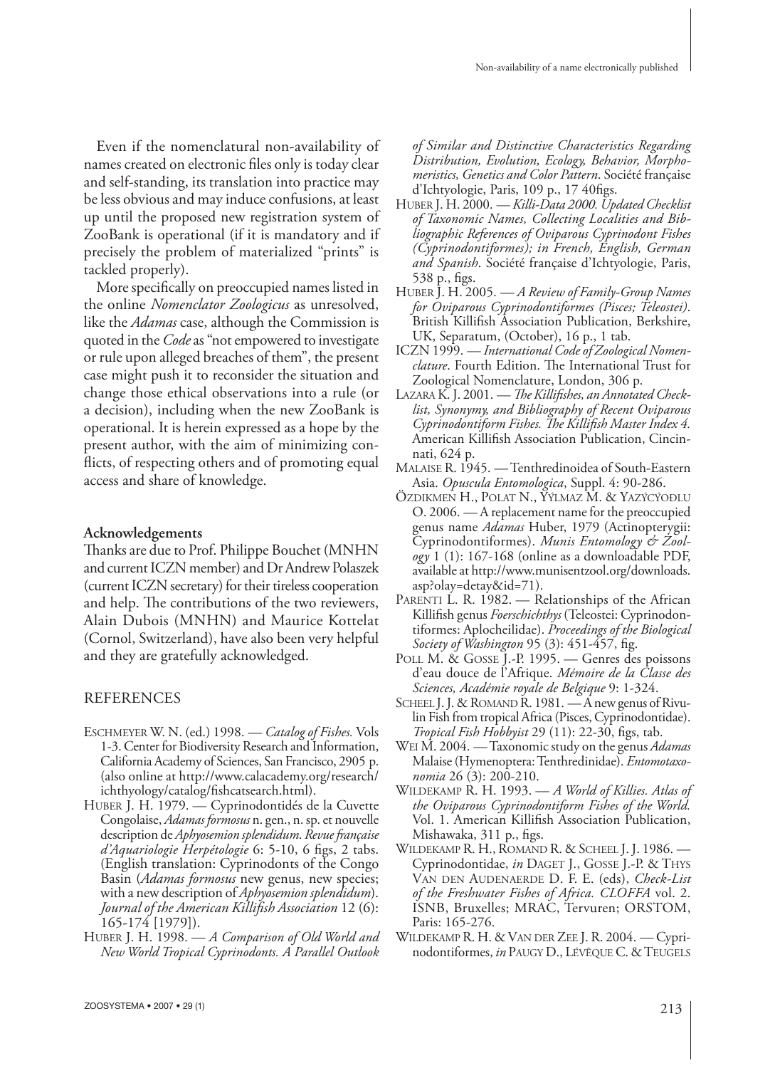Even if the nomenclatural non-availability of names created on electronic files only is today clear and self-standing, its translation into practice may be less obvious and may induce confusions, at least up until the proposed new registration system of ZooBank is operational (if it is mandatory and if precisely the problem of materialized "prints" is tackled properly).

More specifically on preoccupied names listed in the online *Nomenclator Zoologicus* as unresolved, like the *Adamas* case, although the Commission is quoted in the *Code* as "not empowered to investigate or rule upon alleged breaches of them", the present case might push it to reconsider the situation and change those ethical observations into a rule (or a decision), including when the new ZooBank is operational. It is herein expressed as a hope by the present author, with the aim of minimizing conflicts, of respecting others and of promoting equal access and share of knowledge.

**Acknowledgements**

Thanks are due to Prof. Philippe Bouchet (MNHN and current ICZN member) and Dr Andrew Polaszek (current ICZN secretary) for their tireless cooperation and help. The contributions of the two reviewers, Alain Dubois (MNHN) and Maurice Kottelat (Cornol, Switzerland), have also been very helpful and they are gratefully acknowledged.

## REFERENCES

ESCHMEYER W. N. (ed.) 1998. — *Catalog of Fishes.* Vols 1-3. Center for Biodiversity Research and Information, California Academy of Sciences, San Francisco, 2905 p. (also online at http://www.calacademy.org/research/ichthyology/catalog/fishcatsearch.html).

HUBER J. H. 1979. — Cyprinodontidés de la Cuvette Congolaise, *Adamas formosus* n. gen., n. sp. et nouvelle description de *Aphyosemion splendidum*. *Revue française d'Aquariologie Herpétologie* 6: 5-10, 6 figs, 2 tabs. (English translation: Cyprinodonts of the Congo Basin (*Adamas formosus* new genus, new species; with a new description of *Aphyosemion splendidum*). *Journal of the American Killifish Association* 12 (6): 165-174 [1979]).

HUBER J. H. 1998. — *A Comparison of Old World and New World Tropical Cyprinodonts. A Parallel Outlook of Similar and Distinctive Characteristics Regarding Distribution, Evolution, Ecology, Behavior, Morphomeristics, Genetics and Color Pattern*. Société française d'Ichtyologie, Paris, 109 p., 17 40figs.

HUBER J. H. 2000. — *Killi-Data 2000. Updated Checklist of Taxonomic Names, Collecting Localities and Bibliographic References of Oviparous Cyprinodont Fishes (Cyprinodontiformes); in French, English, German and Spanish*. Société française d'Ichtyologie, Paris, 538 p., figs.

HUBER J. H. 2005. — *A Review of Family-Group Names for Oviparous Cyprinodontiformes (Pisces; Teleostei)*. British Killifish Association Publication, Berkshire, UK, Separatum, (October), 16 p., 1 tab.

ICZN 1999. — *International Code of Zoological Nomenclature*. Fourth Edition. The International Trust for Zoological Nomenclature, London, 306 p.

LAZARA K. J. 2001. — *The Killifishes, an Annotated Checklist, Synonymy, and Bibliography of Recent Oviparous Cyprinodontiform Fishes. The Killifish Master Index 4.* American Killifish Association Publication, Cincinnati, 624 p.

MALAISE R. 1945. — Tenthredinoidea of South-Eastern Asia. *Opuscula Entomologica*, Suppl. 4: 90-286.

ÖZDIKMEN H., POLAT N., ÝÝLMAZ M. & YAZÝCÝOĐLU O. 2006. — A replacement name for the preoccupied genus name *Adamas* Huber, 1979 (Actinopterygii: Cyprinodontiformes). *Munis Entomology & Zoology* 1 (1): 167-168 (online as a downloadable PDF, available at http://www.munisentzool.org/downloads.asp?olay=detay&id=71).

PARENTI L. R. 1982. — Relationships of the African Killifish genus *Foerschichthys* (Teleostei: Cyprinodontiformes: Aplocheilidae). *Proceedings of the Biological Society of Washington* 95 (3): 451-457, fig.

POLL M. & GOSSE J.-P. 1995. — Genres des poissons d'eau douce de l'Afrique. *Mémoire de la Classe des Sciences, Académie royale de Belgique* 9: 1-324.

SCHEEL J. J. & ROMAND R. 1981. — A new genus of Rivulin Fish from tropical Africa (Pisces, Cyprinodontidae). *Tropical Fish Hobbyist* 29 (11): 22-30, figs, tab.

WEI M. 2004. — Taxonomic study on the genus *Adamas* Malaise (Hymenoptera: Tenthredinidae). *Entomotaxonomia* 26 (3): 200-210.

WILDEKAMP R. H. 1993. — *A World of Killies. Atlas of the Oviparous Cyprinodontiform Fishes of the World.* Vol. 1. American Killifish Association Publication, Mishawaka, 311 p., figs.

WILDEKAMP R. H., ROMAND R. & SCHEEL J. J. 1986. — Cyprinodontidae, *in* DAGET J., GOSSE J.-P. & THYS VAN DEN AUDENAERDE D. F. E. (eds), *Check-List of the Freshwater Fishes of Africa. CLOFFA* vol. 2. ISNB, Bruxelles; MRAC, Tervuren; ORSTOM, Paris: 165-276.

WILDEKAMP R. H. & VAN DER ZEE J. R. 2004. — Cyprinodontiformes, *in* PAUGY D., LÉVÊQUE C. & TEUGELS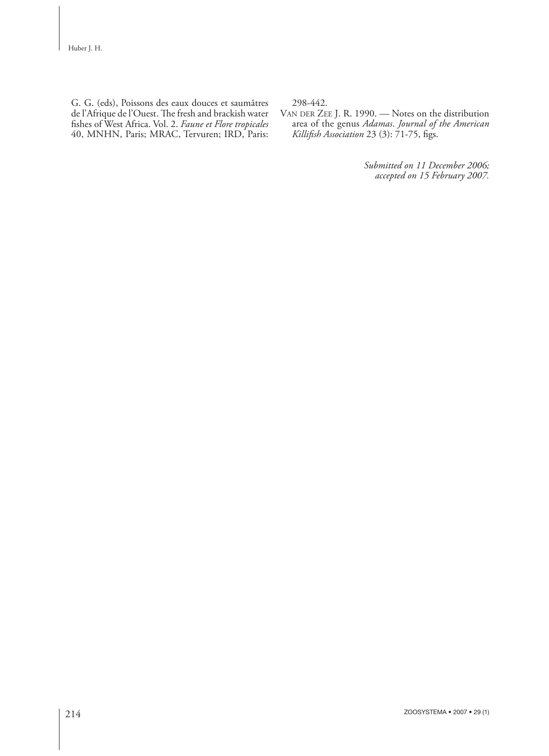G. G. (eds), Poissons des eaux douces et saumâtres de l'Afrique de l'Ouest. The fresh and brackish water fishes of West Africa. Vol. 2. *Faune et Flore tropicales* 40, MNHN, Paris; MRAC, Tervuren; IRD, Paris: 298-442.

Van der Zee J. R. 1990. — Notes on the distribution area of the genus *Adamas*. *Journal of the American Killifish Association* 23 (3): 71-75, figs.

*Submitted on 11 December 2006; accepted on 15 February 2007.*